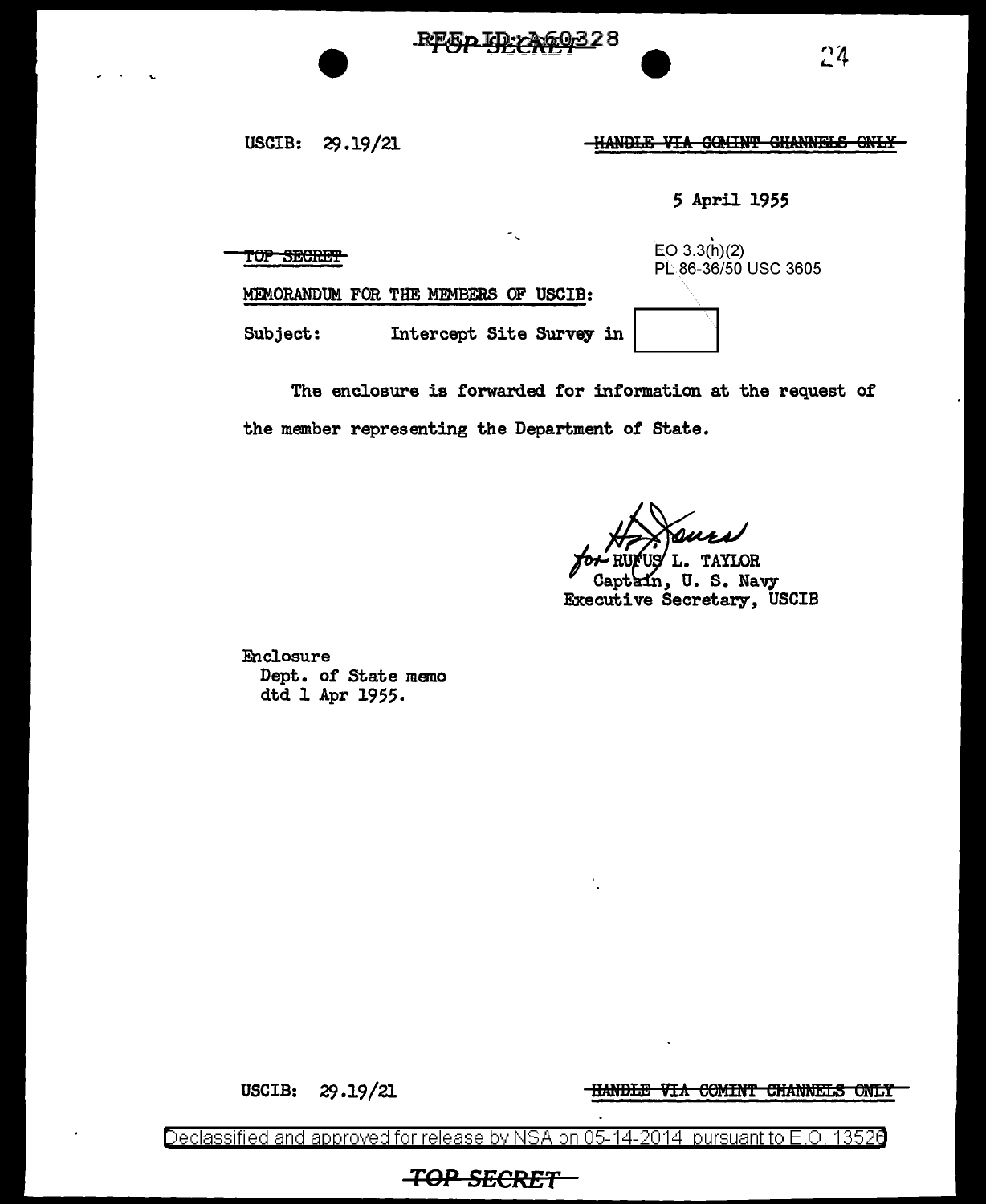USCIB: 29.19/21

~~HANDLE VIA COMINT CHANNELS ONLY~~

5 April 1955

~~TOP SECRET~~

EO 3.3(h)(2)
PL 86-36/50 USC 3605

MEMORANDUM FOR THE MEMBERS OF USCIB:

Subject: Intercept Site Survey in [ ]

The enclosure is forwarded for information at the request of the member representing the Department of State.

for RUFUS L. TAYLOR
Captain, U. S. Navy
Executive Secretary, USCIB

Enclosure
Dept. of State memo
dtd 1 Apr 1955.

USCIB: 29.19/21

~~HANDLE VIA COMINT CHANNELS ONLY~~

Declassified and approved for release by NSA on 05-14-2014 pursuant to E.O. 13526

~~TOP SECRET~~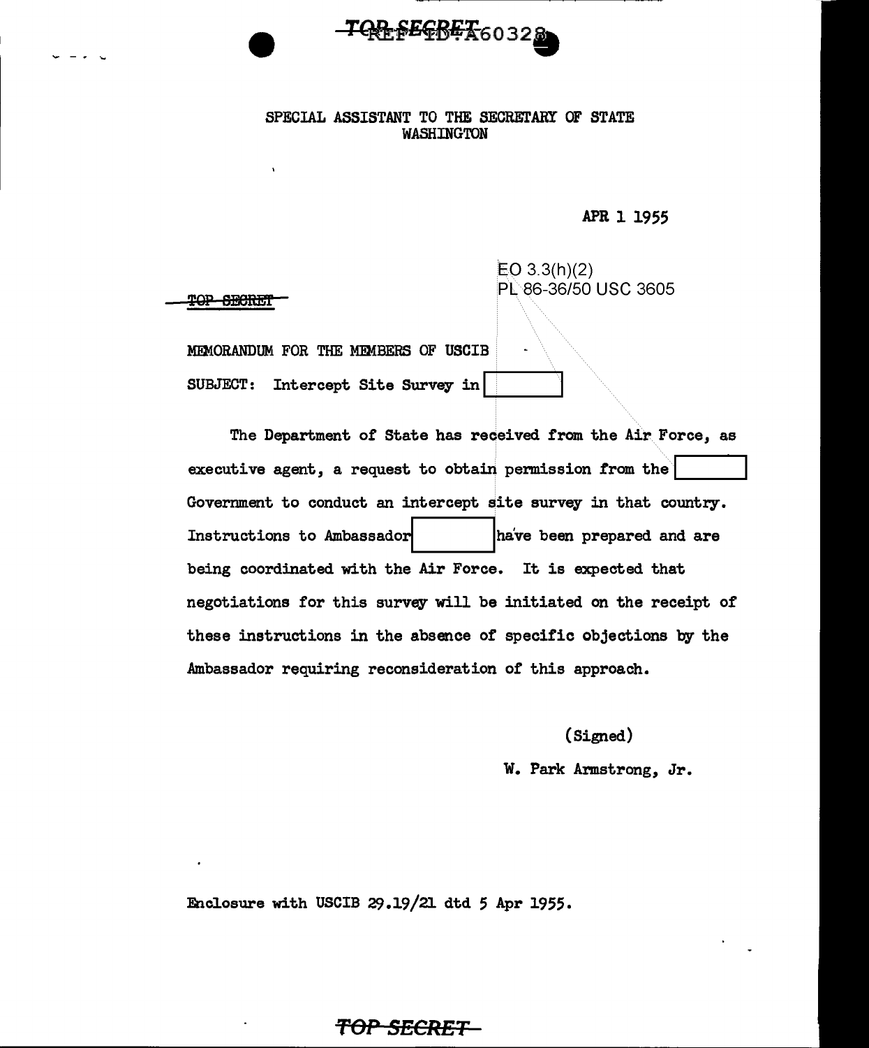SPECIAL ASSISTANT TO THE SECRETARY OF STATE
WASHINGTON

APR 1 1955

EO 3.3(h)(2)
PL 86-36/50 USC 3605

~~TOP SECRET~~

MEMORANDUM FOR THE MEMBERS OF USCIB

SUBJECT: Intercept Site Survey in [ ]

The Department of State has received from the Air Force, as executive agent, a request to obtain permission from the [ ] Government to conduct an intercept site survey in that country. Instructions to Ambassador [ ] have been prepared and are being coordinated with the Air Force. It is expected that negotiations for this survey will be initiated on the receipt of these instructions in the absence of specific objections by the Ambassador requiring reconsideration of this approach.

(Signed)

W. Park Armstrong, Jr.

Enclosure with USCIB 29.19/21 dtd 5 Apr 1955.

TOP SECRET